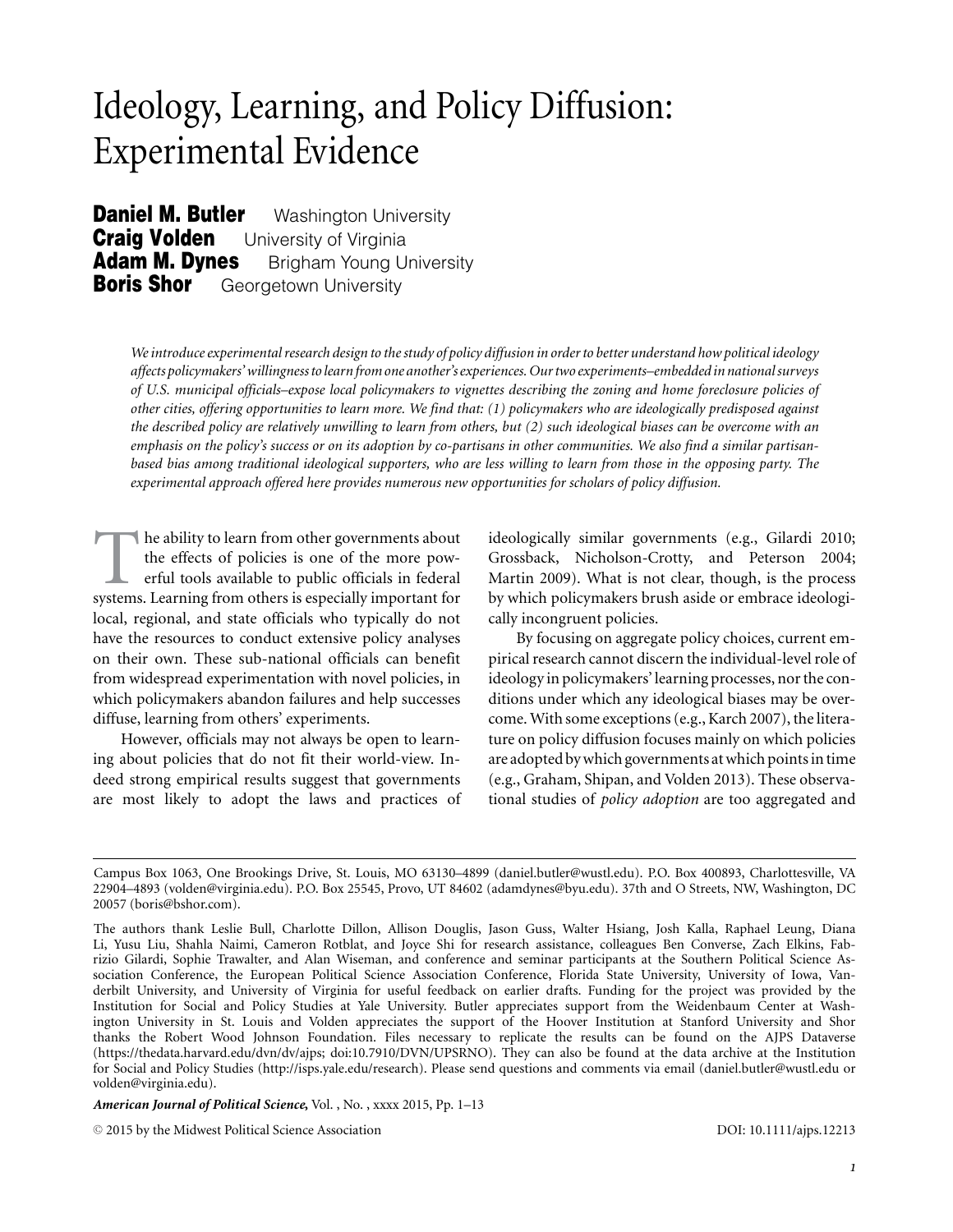# Ideology, Learning, and Policy Diffusion: Experimental Evidence

**Daniel M. Butler** Washington University
**Craig Volden** University of Virginia
**Adam M. Dynes** Brigham Young University
**Boris Shor** Georgetown University

*We introduce experimental research design to the study of policy diffusion in order to better understand how political ideology affects policymakers' willingness to learn from one another's experiences. Our two experiments–embedded in national surveys of U.S. municipal officials–expose local policymakers to vignettes describing the zoning and home foreclosure policies of other cities, offering opportunities to learn more. We find that: (1) policymakers who are ideologically predisposed against the described policy are relatively unwilling to learn from others, but (2) such ideological biases can be overcome with an emphasis on the policy's success or on its adoption by co-partisans in other communities. We also find a similar partisan-based bias among traditional ideological supporters, who are less willing to learn from those in the opposing party. The experimental approach offered here provides numerous new opportunities for scholars of policy diffusion.*

The ability to learn from other governments about the effects of policies is one of the more powerful tools available to public officials in federal systems. Learning from others is especially important for local, regional, and state officials who typically do not have the resources to conduct extensive policy analyses on their own. These sub-national officials can benefit from widespread experimentation with novel policies, in which policymakers abandon failures and help successes diffuse, learning from others' experiments.

However, officials may not always be open to learning about policies that do not fit their world-view. Indeed strong empirical results suggest that governments are most likely to adopt the laws and practices of ideologically similar governments (e.g., Gilardi 2010; Grossback, Nicholson-Crotty, and Peterson 2004; Martin 2009). What is not clear, though, is the process by which policymakers brush aside or embrace ideologically incongruent policies.

By focusing on aggregate policy choices, current empirical research cannot discern the individual-level role of ideology in policymakers' learning processes, nor the conditions under which any ideological biases may be overcome. With some exceptions (e.g., Karch 2007), the literature on policy diffusion focuses mainly on which policies are adopted by which governments at which points in time (e.g., Graham, Shipan, and Volden 2013). These observational studies of *policy adoption* are too aggregated and

---

Campus Box 1063, One Brookings Drive, St. Louis, MO 63130–4899 (daniel.butler@wustl.edu). P.O. Box 400893, Charlottesville, VA 22904–4893 (volden@virginia.edu). P.O. Box 25545, Provo, UT 84602 (adamdynes@byu.edu). 37th and O Streets, NW, Washington, DC 20057 (boris@bshor.com).

The authors thank Leslie Bull, Charlotte Dillon, Allison Douglis, Jason Guss, Walter Hsiang, Josh Kalla, Raphael Leung, Diana Li, Yusu Liu, Shahla Naimi, Cameron Rotblat, and Joyce Shi for research assistance, colleagues Ben Converse, Zach Elkins, Fabrizio Gilardi, Sophie Trawalter, and Alan Wiseman, and conference and seminar participants at the Southern Political Science Association Conference, the European Political Science Association Conference, Florida State University, University of Iowa, Vanderbilt University, and University of Virginia for useful feedback on earlier drafts. Funding for the project was provided by the Institution for Social and Policy Studies at Yale University. Butler appreciates support from the Weidenbaum Center at Washington University in St. Louis and Volden appreciates the support of the Hoover Institution at Stanford University and Shor thanks the Robert Wood Johnson Foundation. Files necessary to replicate the results can be found on the AJPS Dataverse (https://thedata.harvard.edu/dvn/dv/ajps; doi:10.7910/DVN/UPSRNO). They can also be found at the data archive at the Institution for Social and Policy Studies (http://isps.yale.edu/research). Please send questions and comments via email (daniel.butler@wustl.edu or volden@virginia.edu).

*American Journal of Political Science*, Vol. , No. , xxxx 2015, Pp. 1–13

© 2015 by the Midwest Political Science Association DOI: 10.1111/ajps.12213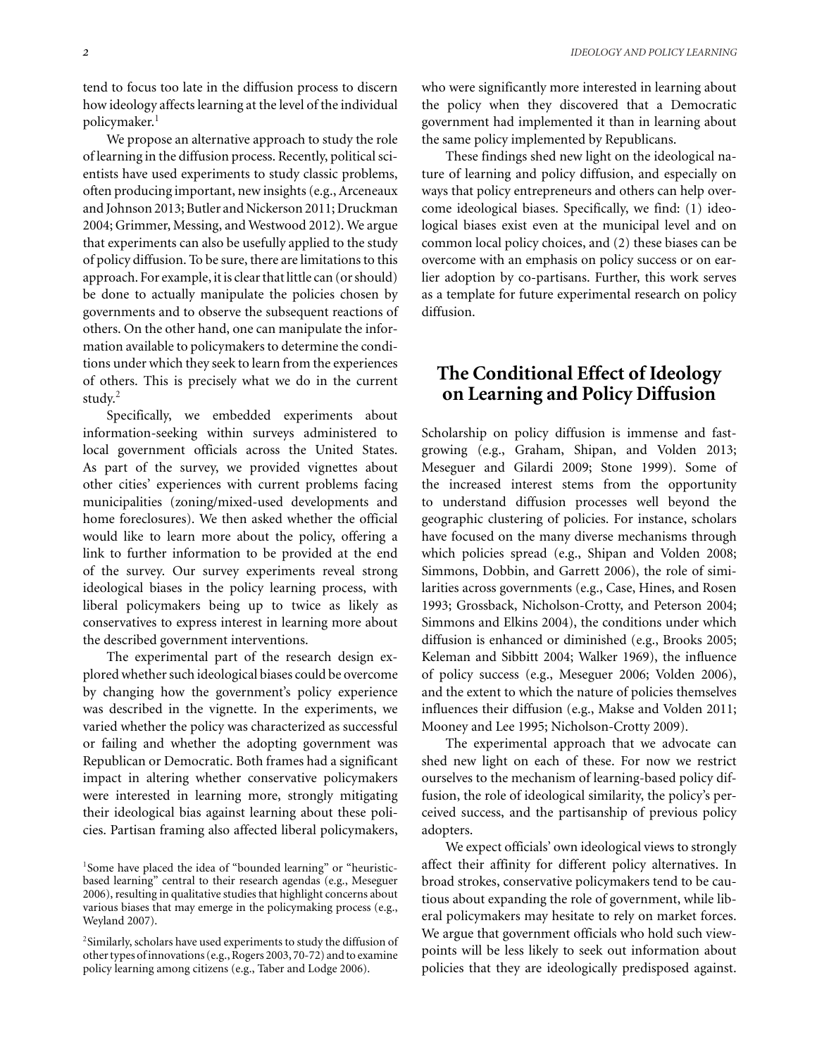tend to focus too late in the diffusion process to discern how ideology affects learning at the level of the individual policymaker.[1]

We propose an alternative approach to study the role of learning in the diffusion process. Recently, political scientists have used experiments to study classic problems, often producing important, new insights (e.g., Arceneaux and Johnson 2013; Butler and Nickerson 2011; Druckman 2004; Grimmer, Messing, and Westwood 2012). We argue that experiments can also be usefully applied to the study of policy diffusion. To be sure, there are limitations to this approach. For example, it is clear that little can (or should) be done to actually manipulate the policies chosen by governments and to observe the subsequent reactions of others. On the other hand, one can manipulate the information available to policymakers to determine the conditions under which they seek to learn from the experiences of others. This is precisely what we do in the current study.[2]

Specifically, we embedded experiments about information-seeking within surveys administered to local government officials across the United States. As part of the survey, we provided vignettes about other cities' experiences with current problems facing municipalities (zoning/mixed-used developments and home foreclosures). We then asked whether the official would like to learn more about the policy, offering a link to further information to be provided at the end of the survey. Our survey experiments reveal strong ideological biases in the policy learning process, with liberal policymakers being up to twice as likely as conservatives to express interest in learning more about the described government interventions.

The experimental part of the research design explored whether such ideological biases could be overcome by changing how the government's policy experience was described in the vignette. In the experiments, we varied whether the policy was characterized as successful or failing and whether the adopting government was Republican or Democratic. Both frames had a significant impact in altering whether conservative policymakers were interested in learning more, strongly mitigating their ideological bias against learning about these policies. Partisan framing also affected liberal policymakers, who were significantly more interested in learning about the policy when they discovered that a Democratic government had implemented it than in learning about the same policy implemented by Republicans.

These findings shed new light on the ideological nature of learning and policy diffusion, and especially on ways that policy entrepreneurs and others can help overcome ideological biases. Specifically, we find: (1) ideological biases exist even at the municipal level and on common local policy choices, and (2) these biases can be overcome with an emphasis on policy success or on earlier adoption by co-partisans. Further, this work serves as a template for future experimental research on policy diffusion.

## The Conditional Effect of Ideology on Learning and Policy Diffusion

Scholarship on policy diffusion is immense and fast-growing (e.g., Graham, Shipan, and Volden 2013; Meseguer and Gilardi 2009; Stone 1999). Some of the increased interest stems from the opportunity to understand diffusion processes well beyond the geographic clustering of policies. For instance, scholars have focused on the many diverse mechanisms through which policies spread (e.g., Shipan and Volden 2008; Simmons, Dobbin, and Garrett 2006), the role of similarities across governments (e.g., Case, Hines, and Rosen 1993; Grossback, Nicholson-Crotty, and Peterson 2004; Simmons and Elkins 2004), the conditions under which diffusion is enhanced or diminished (e.g., Brooks 2005; Keleman and Sibbitt 2004; Walker 1969), the influence of policy success (e.g., Meseguer 2006; Volden 2006), and the extent to which the nature of policies themselves influences their diffusion (e.g., Makse and Volden 2011; Mooney and Lee 1995; Nicholson-Crotty 2009).

The experimental approach that we advocate can shed new light on each of these. For now we restrict ourselves to the mechanism of learning-based policy diffusion, the role of ideological similarity, the policy's perceived success, and the partisanship of previous policy adopters.

We expect officials' own ideological views to strongly affect their affinity for different policy alternatives. In broad strokes, conservative policymakers tend to be cautious about expanding the role of government, while liberal policymakers may hesitate to rely on market forces. We argue that government officials who hold such viewpoints will be less likely to seek out information about policies that they are ideologically predisposed against.

[1] Some have placed the idea of "bounded learning" or "heuristic-based learning" central to their research agendas (e.g., Meseguer 2006), resulting in qualitative studies that highlight concerns about various biases that may emerge in the policymaking process (e.g., Weyland 2007).

[2] Similarly, scholars have used experiments to study the diffusion of other types of innovations (e.g., Rogers 2003, 70-72) and to examine policy learning among citizens (e.g., Taber and Lodge 2006).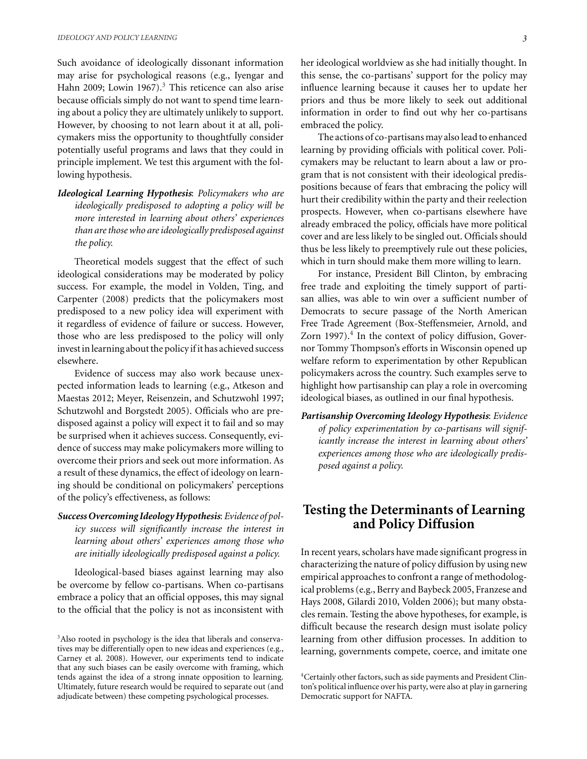Such avoidance of ideologically dissonant information may arise for psychological reasons (e.g., Iyengar and Hahn 2009; Lowin 1967).[3] This reticence can also arise because officials simply do not want to spend time learning about a policy they are ultimately unlikely to support. However, by choosing to not learn about it at all, policymakers miss the opportunity to thoughtfully consider potentially useful programs and laws that they could in principle implement. We test this argument with the following hypothesis.

***Ideological Learning Hypothesis***: *Policymakers who are ideologically predisposed to adopting a policy will be more interested in learning about others' experiences than are those who are ideologically predisposed against the policy.*

Theoretical models suggest that the effect of such ideological considerations may be moderated by policy success. For example, the model in Volden, Ting, and Carpenter (2008) predicts that the policymakers most predisposed to a new policy idea will experiment with it regardless of evidence of failure or success. However, those who are less predisposed to the policy will only invest in learning about the policy if it has achieved success elsewhere.

Evidence of success may also work because unexpected information leads to learning (e.g., Atkeson and Maestas 2012; Meyer, Reisenzein, and Schutzwohl 1997; Schutzwohl and Borgstedt 2005). Officials who are predisposed against a policy will expect it to fail and so may be surprised when it achieves success. Consequently, evidence of success may make policymakers more willing to overcome their priors and seek out more information. As a result of these dynamics, the effect of ideology on learning should be conditional on policymakers' perceptions of the policy's effectiveness, as follows:

***Success Overcoming Ideology Hypothesis***: *Evidence of policy success will significantly increase the interest in learning about others' experiences among those who are initially ideologically predisposed against a policy.*

Ideological-based biases against learning may also be overcome by fellow co-partisans. When co-partisans embrace a policy that an official opposes, this may signal to the official that the policy is not as inconsistent with her ideological worldview as she had initially thought. In this sense, the co-partisans' support for the policy may influence learning because it causes her to update her priors and thus be more likely to seek out additional information in order to find out why her co-partisans embraced the policy.

The actions of co-partisans may also lead to enhanced learning by providing officials with political cover. Policymakers may be reluctant to learn about a law or program that is not consistent with their ideological predispositions because of fears that embracing the policy will hurt their credibility within the party and their reelection prospects. However, when co-partisans elsewhere have already embraced the policy, officials have more political cover and are less likely to be singled out. Officials should thus be less likely to preemptively rule out these policies, which in turn should make them more willing to learn.

For instance, President Bill Clinton, by embracing free trade and exploiting the timely support of partisan allies, was able to win over a sufficient number of Democrats to secure passage of the North American Free Trade Agreement (Box-Steffensmeier, Arnold, and Zorn 1997).[4] In the context of policy diffusion, Governor Tommy Thompson's efforts in Wisconsin opened up welfare reform to experimentation by other Republican policymakers across the country. Such examples serve to highlight how partisanship can play a role in overcoming ideological biases, as outlined in our final hypothesis.

***Partisanship Overcoming Ideology Hypothesis***: *Evidence of policy experimentation by co-partisans will significantly increase the interest in learning about others' experiences among those who are ideologically predisposed against a policy.*

## Testing the Determinants of Learning and Policy Diffusion

In recent years, scholars have made significant progress in characterizing the nature of policy diffusion by using new empirical approaches to confront a range of methodological problems (e.g., Berry and Baybeck 2005, Franzese and Hays 2008, Gilardi 2010, Volden 2006); but many obstacles remain. Testing the above hypotheses, for example, is difficult because the research design must isolate policy learning from other diffusion processes. In addition to learning, governments compete, coerce, and imitate one

[3] Also rooted in psychology is the idea that liberals and conservatives may be differentially open to new ideas and experiences (e.g., Carney et al. 2008). However, our experiments tend to indicate that any such biases can be easily overcome with framing, which tends against the idea of a strong innate opposition to learning. Ultimately, future research would be required to separate out (and adjudicate between) these competing psychological processes.

[4] Certainly other factors, such as side payments and President Clinton's political influence over his party, were also at play in garnering Democratic support for NAFTA.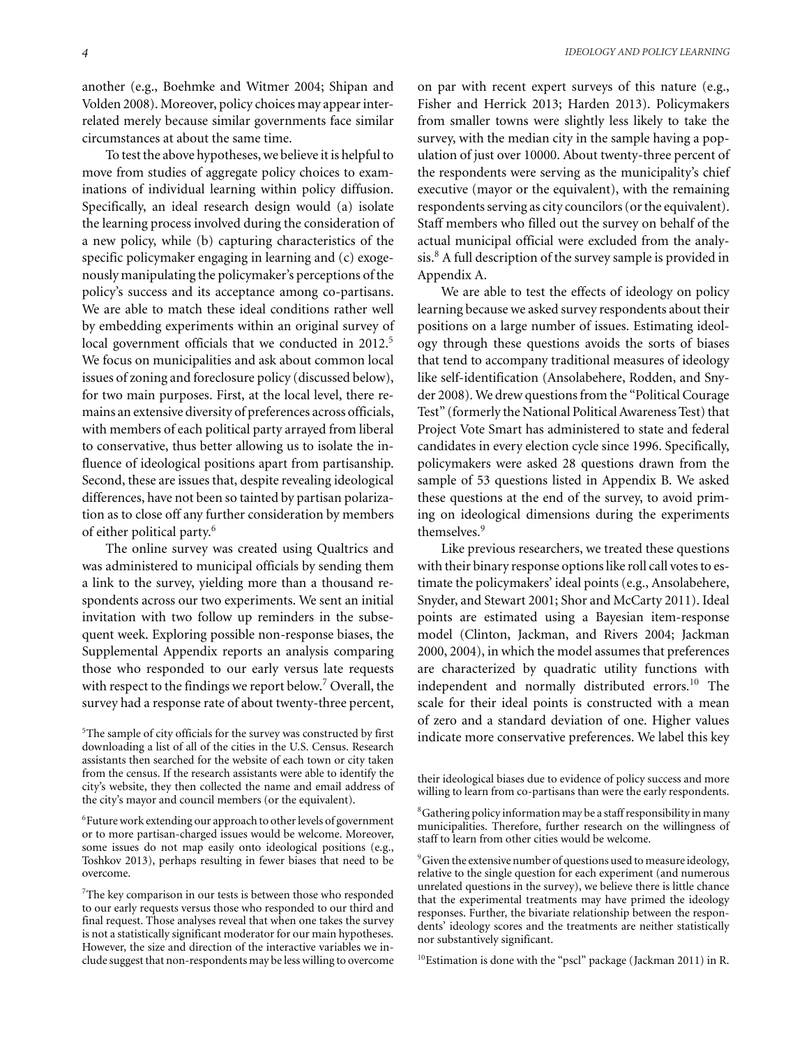another (e.g., Boehmke and Witmer 2004; Shipan and Volden 2008). Moreover, policy choices may appear interrelated merely because similar governments face similar circumstances at about the same time.

To test the above hypotheses, we believe it is helpful to move from studies of aggregate policy choices to examinations of individual learning within policy diffusion. Specifically, an ideal research design would (a) isolate the learning process involved during the consideration of a new policy, while (b) capturing characteristics of the specific policymaker engaging in learning and (c) exogenously manipulating the policymaker's perceptions of the policy's success and its acceptance among co-partisans. We are able to match these ideal conditions rather well by embedding experiments within an original survey of local government officials that we conducted in 2012.[5] We focus on municipalities and ask about common local issues of zoning and foreclosure policy (discussed below), for two main purposes. First, at the local level, there remains an extensive diversity of preferences across officials, with members of each political party arrayed from liberal to conservative, thus better allowing us to isolate the influence of ideological positions apart from partisanship. Second, these are issues that, despite revealing ideological differences, have not been so tainted by partisan polarization as to close off any further consideration by members of either political party.[6]

The online survey was created using Qualtrics and was administered to municipal officials by sending them a link to the survey, yielding more than a thousand respondents across our two experiments. We sent an initial invitation with two follow up reminders in the subsequent week. Exploring possible non-response biases, the Supplemental Appendix reports an analysis comparing those who responded to our early versus late requests with respect to the findings we report below.[7] Overall, the survey had a response rate of about twenty-three percent, on par with recent expert surveys of this nature (e.g., Fisher and Herrick 2013; Harden 2013). Policymakers from smaller towns were slightly less likely to take the survey, with the median city in the sample having a population of just over 10000. About twenty-three percent of the respondents were serving as the municipality's chief executive (mayor or the equivalent), with the remaining respondents serving as city councilors (or the equivalent). Staff members who filled out the survey on behalf of the actual municipal official were excluded from the analysis.[8] A full description of the survey sample is provided in Appendix A.

We are able to test the effects of ideology on policy learning because we asked survey respondents about their positions on a large number of issues. Estimating ideology through these questions avoids the sorts of biases that tend to accompany traditional measures of ideology like self-identification (Ansolabehere, Rodden, and Snyder 2008). We drew questions from the "Political Courage Test" (formerly the National Political Awareness Test) that Project Vote Smart has administered to state and federal candidates in every election cycle since 1996. Specifically, policymakers were asked 28 questions drawn from the sample of 53 questions listed in Appendix B. We asked these questions at the end of the survey, to avoid priming on ideological dimensions during the experiments themselves.[9]

Like previous researchers, we treated these questions with their binary response options like roll call votes to estimate the policymakers' ideal points (e.g., Ansolabehere, Snyder, and Stewart 2001; Shor and McCarty 2011). Ideal points are estimated using a Bayesian item-response model (Clinton, Jackman, and Rivers 2004; Jackman 2000, 2004), in which the model assumes that preferences are characterized by quadratic utility functions with independent and normally distributed errors.[10] The scale for their ideal points is constructed with a mean of zero and a standard deviation of one. Higher values indicate more conservative preferences. We label this key

[5] The sample of city officials for the survey was constructed by first downloading a list of all of the cities in the U.S. Census. Research assistants then searched for the website of each town or city taken from the census. If the research assistants were able to identify the city's website, they then collected the name and email address of the city's mayor and council members (or the equivalent).

[6] Future work extending our approach to other levels of government or to more partisan-charged issues would be welcome. Moreover, some issues do not map easily onto ideological positions (e.g., Toshkov 2013), perhaps resulting in fewer biases that need to be overcome.

[7] The key comparison in our tests is between those who responded to our early requests versus those who responded to our third and final request. Those analyses reveal that when one takes the survey is not a statistically significant moderator for our main hypotheses. However, the size and direction of the interactive variables we include suggest that non-respondents may be less willing to overcome their ideological biases due to evidence of policy success and more willing to learn from co-partisans than were the early respondents.

[8] Gathering policy information may be a staff responsibility in many municipalities. Therefore, further research on the willingness of staff to learn from other cities would be welcome.

[9] Given the extensive number of questions used to measure ideology, relative to the single question for each experiment (and numerous unrelated questions in the survey), we believe there is little chance that the experimental treatments may have primed the ideology responses. Further, the bivariate relationship between the respondents' ideology scores and the treatments are neither statistically nor substantively significant.

[10] Estimation is done with the "pscl" package (Jackman 2011) in R.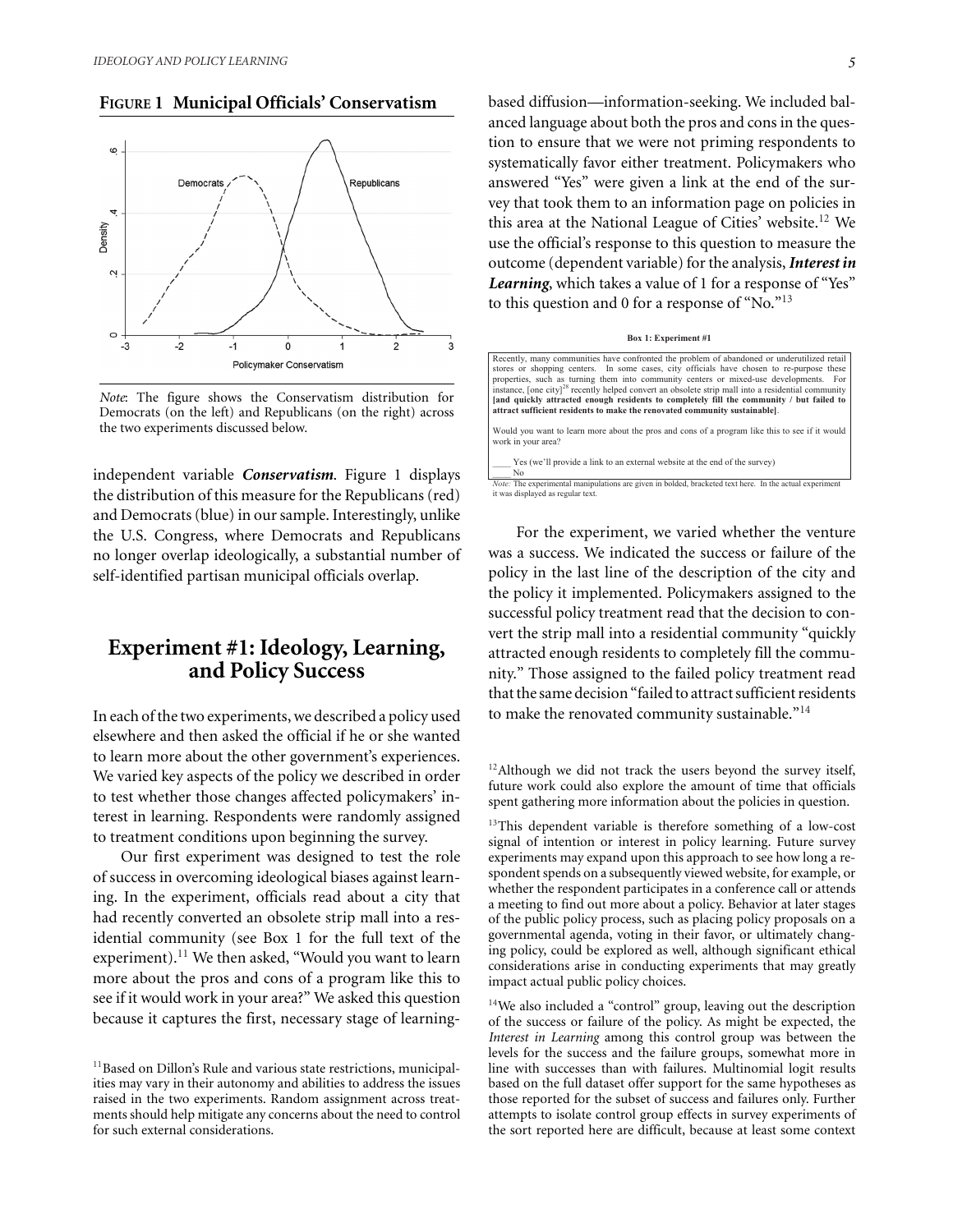**Figure 1 Municipal Officials' Conservatism**

.6

.4

.2

0

Density

Democrats

Republicans

-3 -2 -1 0 1 2 3

Policymaker Conservatism

*Note*: The figure shows the Conservatism distribution for Democrats (on the left) and Republicans (on the right) across the two experiments discussed below.

independent variable ***Conservatism***. Figure 1 displays the distribution of this measure for the Republicans (red) and Democrats (blue) in our sample. Interestingly, unlike the U.S. Congress, where Democrats and Republicans no longer overlap ideologically, a substantial number of self-identified partisan municipal officials overlap.

## Experiment #1: Ideology, Learning, and Policy Success

In each of the two experiments, we described a policy used elsewhere and then asked the official if he or she wanted to learn more about the other government's experiences. We varied key aspects of the policy we described in order to test whether those changes affected policymakers' interest in learning. Respondents were randomly assigned to treatment conditions upon beginning the survey.

Our first experiment was designed to test the role of success in overcoming ideological biases against learning. In the experiment, officials read about a city that had recently converted an obsolete strip mall into a residential community (see Box 1 for the full text of the experiment).[11] We then asked, "Would you want to learn more about the pros and cons of a program like this to see if it would work in your area?" We asked this question because it captures the first, necessary stage of learning-based diffusion—information-seeking. We included balanced language about both the pros and cons in the question to ensure that we were not priming respondents to systematically favor either treatment. Policymakers who answered "Yes" were given a link at the end of the survey that took them to an information page on policies in this area at the National League of Cities' website.[12] We use the official's response to this question to measure the outcome (dependent variable) for the analysis, ***Interest in Learning***, which takes a value of 1 for a response of "Yes" to this question and 0 for a response of "No."[13]

**Box 1: Experiment #1**

Recently, many communities have confronted the problem of abandoned or underutilized retail stores or shopping centers. In some cases, city officials have chosen to re-purpose these properties, such as turning them into community centers or mixed-use developments. For instance, [one city][28] recently helped convert an obsolete strip mall into a residential community **[and quickly attracted enough residents to completely fill the community / but failed to attract sufficient residents to make the renovated community sustainable]**.

Would you want to learn more about the pros and cons of a program like this to see if it would work in your area?

____ Yes (we'll provide a link to an external website at the end of the survey)
____ No

*Note:* The experimental manipulations are given in bolded, bracketed text here. In the actual experiment it was displayed as regular text.

For the experiment, we varied whether the venture was a success. We indicated the success or failure of the policy in the last line of the description of the city and the policy it implemented. Policymakers assigned to the successful policy treatment read that the decision to convert the strip mall into a residential community "quickly attracted enough residents to completely fill the community." Those assigned to the failed policy treatment read that the same decision "failed to attract sufficient residents to make the renovated community sustainable."[14]

[11] Based on Dillon's Rule and various state restrictions, municipalities may vary in their autonomy and abilities to address the issues raised in the two experiments. Random assignment across treatments should help mitigate any concerns about the need to control for such external considerations.

[12] Although we did not track the users beyond the survey itself, future work could also explore the amount of time that officials spent gathering more information about the policies in question.

[13] This dependent variable is therefore something of a low-cost signal of intention or interest in policy learning. Future survey experiments may expand upon this approach to see how long a respondent spends on a subsequently viewed website, for example, or whether the respondent participates in a conference call or attends a meeting to find out more about a policy. Behavior at later stages of the public policy process, such as placing policy proposals on a governmental agenda, voting in their favor, or ultimately changing policy, could be explored as well, although significant ethical considerations arise in conducting experiments that may greatly impact actual public policy choices.

[14] We also included a "control" group, leaving out the description of the success or failure of the policy. As might be expected, the *Interest in Learning* among this control group was between the levels for the success and the failure groups, somewhat more in line with successes than with failures. Multinomial logit results based on the full dataset offer support for the same hypotheses as those reported for the subset of success and failures only. Further attempts to isolate control group effects in survey experiments of the sort reported here are difficult, because at least some context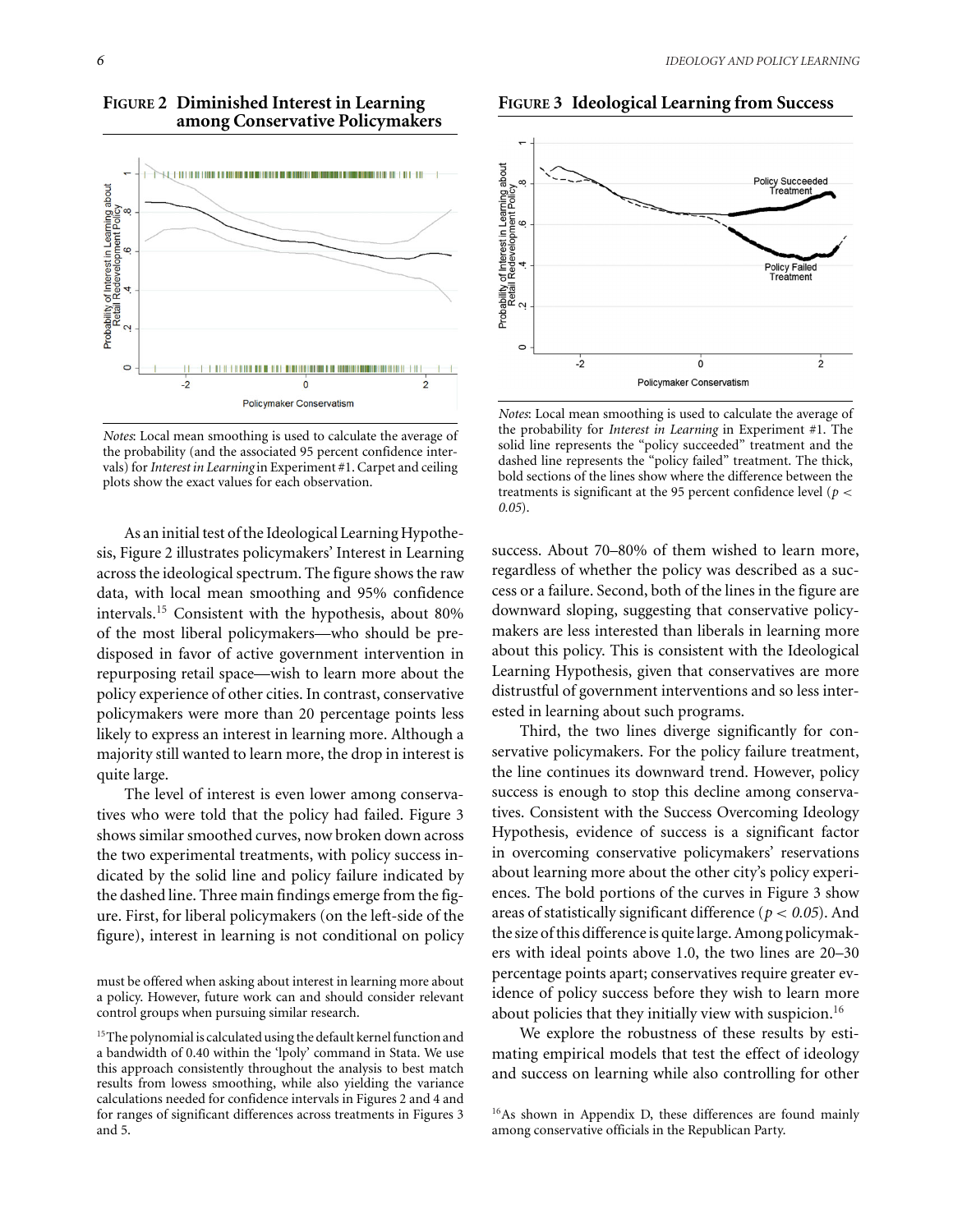**FIGURE 2 Diminished Interest in Learning among Conservative Policymakers**

*Notes*: Local mean smoothing is used to calculate the average of the probability (and the associated 95 percent confidence intervals) for *Interest in Learning* in Experiment #1. Carpet and ceiling plots show the exact values for each observation.

**FIGURE 3 Ideological Learning from Success**

*Notes*: Local mean smoothing is used to calculate the average of the probability for *Interest in Learning* in Experiment #1. The solid line represents the "policy succeeded" treatment and the dashed line represents the "policy failed" treatment. The thick, bold sections of the lines show where the difference between the treatments is significant at the 95 percent confidence level ($p < 0.05$).

As an initial test of the Ideological Learning Hypothesis, Figure 2 illustrates policymakers' Interest in Learning across the ideological spectrum. The figure shows the raw data, with local mean smoothing and 95% confidence intervals.[15] Consistent with the hypothesis, about 80% of the most liberal policymakers—who should be predisposed in favor of active government intervention in repurposing retail space—wish to learn more about the policy experience of other cities. In contrast, conservative policymakers were more than 20 percentage points less likely to express an interest in learning more. Although a majority still wanted to learn more, the drop in interest is quite large.

The level of interest is even lower among conservatives who were told that the policy had failed. Figure 3 shows similar smoothed curves, now broken down across the two experimental treatments, with policy success indicated by the solid line and policy failure indicated by the dashed line. Three main findings emerge from the figure. First, for liberal policymakers (on the left-side of the figure), interest in learning is not conditional on policy success. About 70–80% of them wished to learn more, regardless of whether the policy was described as a success or a failure. Second, both of the lines in the figure are downward sloping, suggesting that conservative policymakers are less interested than liberals in learning more about this policy. This is consistent with the Ideological Learning Hypothesis, given that conservatives are more distrustful of government interventions and so less interested in learning about such programs.

Third, the two lines diverge significantly for conservative policymakers. For the policy failure treatment, the line continues its downward trend. However, policy success is enough to stop this decline among conservatives. Consistent with the Success Overcoming Ideology Hypothesis, evidence of success is a significant factor in overcoming conservative policymakers' reservations about learning more about the other city's policy experiences. The bold portions of the curves in Figure 3 show areas of statistically significant difference ($p < 0.05$). And the size of this difference is quite large. Among policymakers with ideal points above 1.0, the two lines are 20–30 percentage points apart; conservatives require greater evidence of policy success before they wish to learn more about policies that they initially view with suspicion.[16]

We explore the robustness of these results by estimating empirical models that test the effect of ideology and success on learning while also controlling for other

must be offered when asking about interest in learning more about a policy. However, future work can and should consider relevant control groups when pursuing similar research.

[15] The polynomial is calculated using the default kernel function and a bandwidth of 0.40 within the 'lpoly' command in Stata. We use this approach consistently throughout the analysis to best match results from lowess smoothing, while also yielding the variance calculations needed for confidence intervals in Figures 2 and 4 and for ranges of significant differences across treatments in Figures 3 and 5.

[16] As shown in Appendix D, these differences are found mainly among conservative officials in the Republican Party.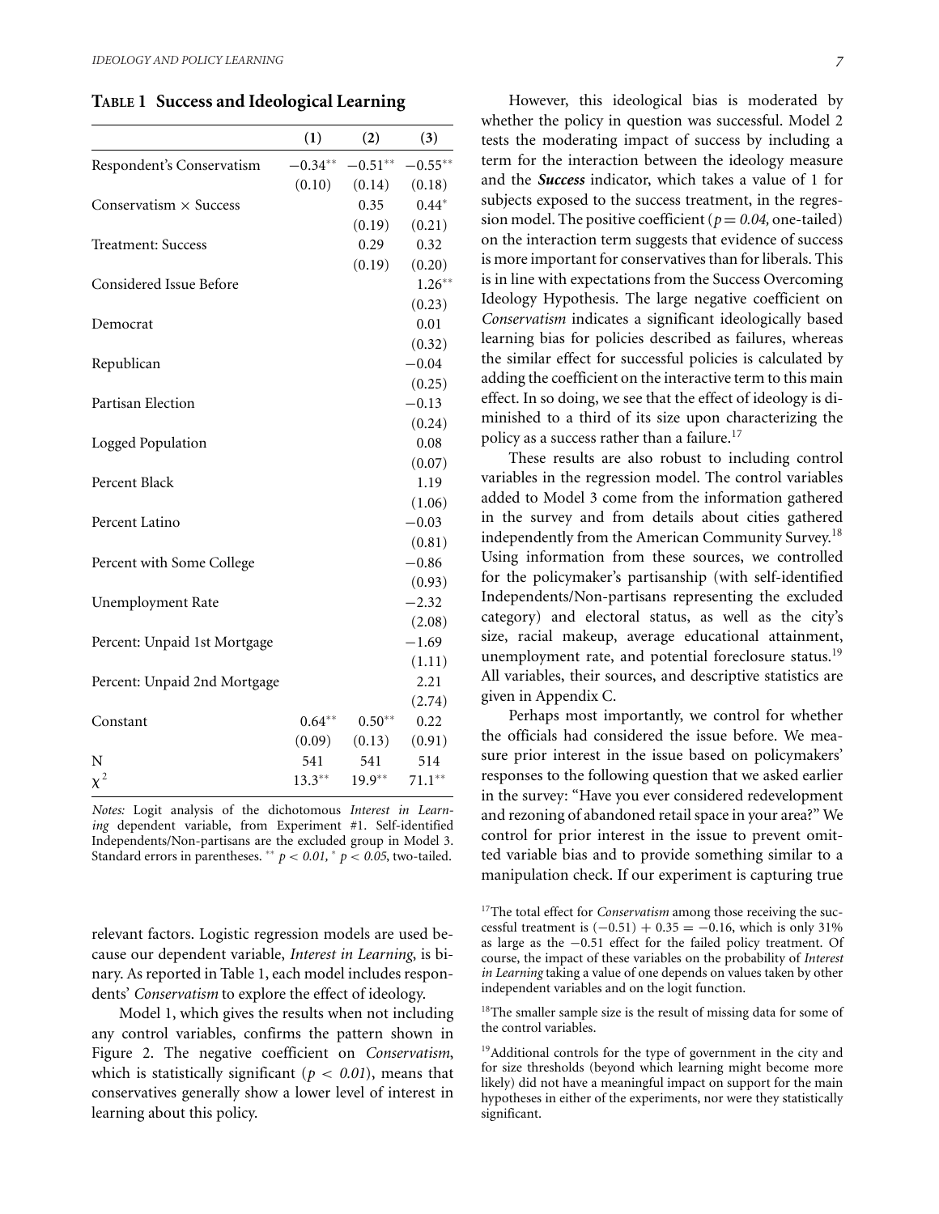**TABLE 1 Success and Ideological Learning**

| | (1) | (2) | (3) |
|---|---|---|---|
| Respondent's Conservatism | $-0.34^{**}$ | $-0.51^{**}$ | $-0.55^{**}$ |
| | (0.10) | (0.14) | (0.18) |
| Conservatism × Success | | 0.35 | $0.44^{*}$ |
| | | (0.19) | (0.21) |
| Treatment: Success | | 0.29 | 0.32 |
| | | (0.19) | (0.20) |
| Considered Issue Before | | | $1.26^{**}$ |
| | | | (0.23) |
| Democrat | | | 0.01 |
| | | | (0.32) |
| Republican | | | −0.04 |
| | | | (0.25) |
| Partisan Election | | | −0.13 |
| | | | (0.24) |
| Logged Population | | | 0.08 |
| | | | (0.07) |
| Percent Black | | | 1.19 |
| | | | (1.06) |
| Percent Latino | | | −0.03 |
| | | | (0.81) |
| Percent with Some College | | | −0.86 |
| | | | (0.93) |
| Unemployment Rate | | | −2.32 |
| | | | (2.08) |
| Percent: Unpaid 1st Mortgage | | | −1.69 |
| | | | (1.11) |
| Percent: Unpaid 2nd Mortgage | | | 2.21 |
| | | | (2.74) |
| Constant | $0.64^{**}$ | $0.50^{**}$ | 0.22 |
| | (0.09) | (0.13) | (0.91) |
| N | 541 | 541 | 514 |
| $\chi^2$ | $13.3^{**}$ | $19.9^{**}$ | $71.1^{**}$ |

*Notes:* Logit analysis of the dichotomous *Interest in Learning* dependent variable, from Experiment #1. Self-identified Independents/Non-partisans are the excluded group in Model 3. Standard errors in parentheses. $^{**}$ $p < 0.01$, $^{*}$ $p < 0.05$, two-tailed.

relevant factors. Logistic regression models are used because our dependent variable, *Interest in Learning*, is binary. As reported in Table 1, each model includes respondents' *Conservatism* to explore the effect of ideology.

Model 1, which gives the results when not including any control variables, confirms the pattern shown in Figure 2. The negative coefficient on *Conservatism*, which is statistically significant ($p < 0.01$), means that conservatives generally show a lower level of interest in learning about this policy.

However, this ideological bias is moderated by whether the policy in question was successful. Model 2 tests the moderating impact of success by including a term for the interaction between the ideology measure and the ***Success*** indicator, which takes a value of 1 for subjects exposed to the success treatment, in the regression model. The positive coefficient ($p = 0.04$, one-tailed) on the interaction term suggests that evidence of success is more important for conservatives than for liberals. This is in line with expectations from the Success Overcoming Ideology Hypothesis. The large negative coefficient on *Conservatism* indicates a significant ideologically based learning bias for policies described as failures, whereas the similar effect for successful policies is calculated by adding the coefficient on the interactive term to this main effect. In so doing, we see that the effect of ideology is diminished to a third of its size upon characterizing the policy as a success rather than a failure.[17]

These results are also robust to including control variables in the regression model. The control variables added to Model 3 come from the information gathered in the survey and from details about cities gathered independently from the American Community Survey.[18] Using information from these sources, we controlled for the policymaker's partisanship (with self-identified Independents/Non-partisans representing the excluded category) and electoral status, as well as the city's size, racial makeup, average educational attainment, unemployment rate, and potential foreclosure status.[19] All variables, their sources, and descriptive statistics are given in Appendix C.

Perhaps most importantly, we control for whether the officials had considered the issue before. We measure prior interest in the issue based on policymakers' responses to the following question that we asked earlier in the survey: "Have you ever considered redevelopment and rezoning of abandoned retail space in your area?" We control for prior interest in the issue to prevent omitted variable bias and to provide something similar to a manipulation check. If our experiment is capturing true

[17] The total effect for *Conservatism* among those receiving the successful treatment is $(-0.51) + 0.35 = -0.16$, which is only 31% as large as the $-0.51$ effect for the failed policy treatment. Of course, the impact of these variables on the probability of *Interest in Learning* taking a value of one depends on values taken by other independent variables and on the logit function.

[18] The smaller sample size is the result of missing data for some of the control variables.

[19] Additional controls for the type of government in the city and for size thresholds (beyond which learning might become more likely) did not have a meaningful impact on support for the main hypotheses in either of the experiments, nor were they statistically significant.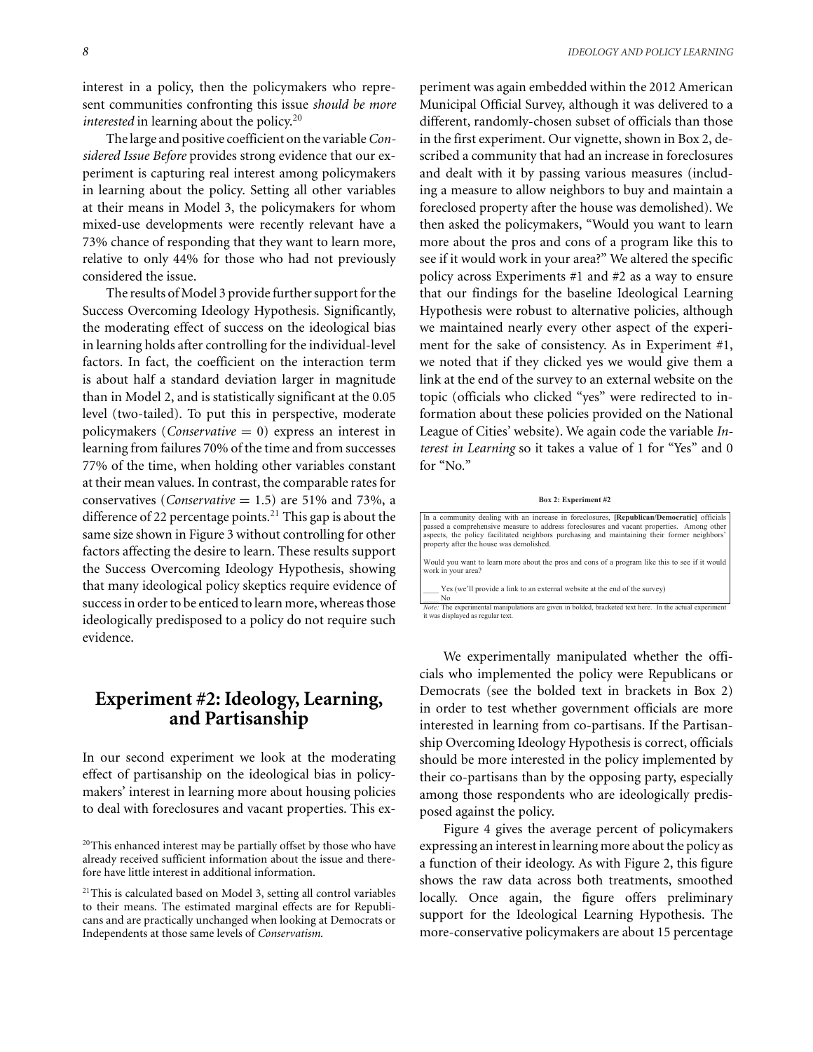interest in a policy, then the policymakers who represent communities confronting this issue *should be more interested* in learning about the policy.[20]

The large and positive coefficient on the variable *Considered Issue Before* provides strong evidence that our experiment is capturing real interest among policymakers in learning about the policy. Setting all other variables at their means in Model 3, the policymakers for whom mixed-use developments were recently relevant have a 73% chance of responding that they want to learn more, relative to only 44% for those who had not previously considered the issue.

The results of Model 3 provide further support for the Success Overcoming Ideology Hypothesis. Significantly, the moderating effect of success on the ideological bias in learning holds after controlling for the individual-level factors. In fact, the coefficient on the interaction term is about half a standard deviation larger in magnitude than in Model 2, and is statistically significant at the 0.05 level (two-tailed). To put this in perspective, moderate policymakers (*Conservative* = 0) express an interest in learning from failures 70% of the time and from successes 77% of the time, when holding other variables constant at their mean values. In contrast, the comparable rates for conservatives (*Conservative* = 1.5) are 51% and 73%, a difference of 22 percentage points.[21] This gap is about the same size shown in Figure 3 without controlling for other factors affecting the desire to learn. These results support the Success Overcoming Ideology Hypothesis, showing that many ideological policy skeptics require evidence of success in order to be enticed to learn more, whereas those ideologically predisposed to a policy do not require such evidence.

## Experiment #2: Ideology, Learning, and Partisanship

In our second experiment we look at the moderating effect of partisanship on the ideological bias in policymakers' interest in learning more about housing policies to deal with foreclosures and vacant properties. This experiment was again embedded within the 2012 American Municipal Official Survey, although it was delivered to a different, randomly-chosen subset of officials than those in the first experiment. Our vignette, shown in Box 2, described a community that had an increase in foreclosures and dealt with it by passing various measures (including a measure to allow neighbors to buy and maintain a foreclosed property after the house was demolished). We then asked the policymakers, "Would you want to learn more about the pros and cons of a program like this to see if it would work in your area?" We altered the specific policy across Experiments #1 and #2 as a way to ensure that our findings for the baseline Ideological Learning Hypothesis were robust to alternative policies, although we maintained nearly every other aspect of the experiment for the sake of consistency. As in Experiment #1, we noted that if they clicked yes we would give them a link at the end of the survey to an external website on the topic (officials who clicked "yes" were redirected to information about these policies provided on the National League of Cities' website). We again code the variable *Interest in Learning* so it takes a value of 1 for "Yes" and 0 for "No."

**Box 2: Experiment #2**

In a community dealing with an increase in foreclosures, **[Republican/Democratic]** officials passed a comprehensive measure to address foreclosures and vacant properties. Among other aspects, the policy facilitated neighbors purchasing and maintaining their former neighbors' property after the house was demolished.

Would you want to learn more about the pros and cons of a program like this to see if it would work in your area?

____ Yes (we'll provide a link to an external website at the end of the survey)
____ No

*Note:* The experimental manipulations are given in bolded, bracketed text here. In the actual experiment it was displayed as regular text.

We experimentally manipulated whether the officials who implemented the policy were Republicans or Democrats (see the bolded text in brackets in Box 2) in order to test whether government officials are more interested in learning from co-partisans. If the Partisanship Overcoming Ideology Hypothesis is correct, officials should be more interested in the policy implemented by their co-partisans than by the opposing party, especially among those respondents who are ideologically predisposed against the policy.

Figure 4 gives the average percent of policymakers expressing an interest in learning more about the policy as a function of their ideology. As with Figure 2, this figure shows the raw data across both treatments, smoothed locally. Once again, the figure offers preliminary support for the Ideological Learning Hypothesis. The more-conservative policymakers are about 15 percentage

[20]This enhanced interest may be partially offset by those who have already received sufficient information about the issue and therefore have little interest in additional information.

[21]This is calculated based on Model 3, setting all control variables to their means. The estimated marginal effects are for Republicans and are practically unchanged when looking at Democrats or Independents at those same levels of *Conservatism*.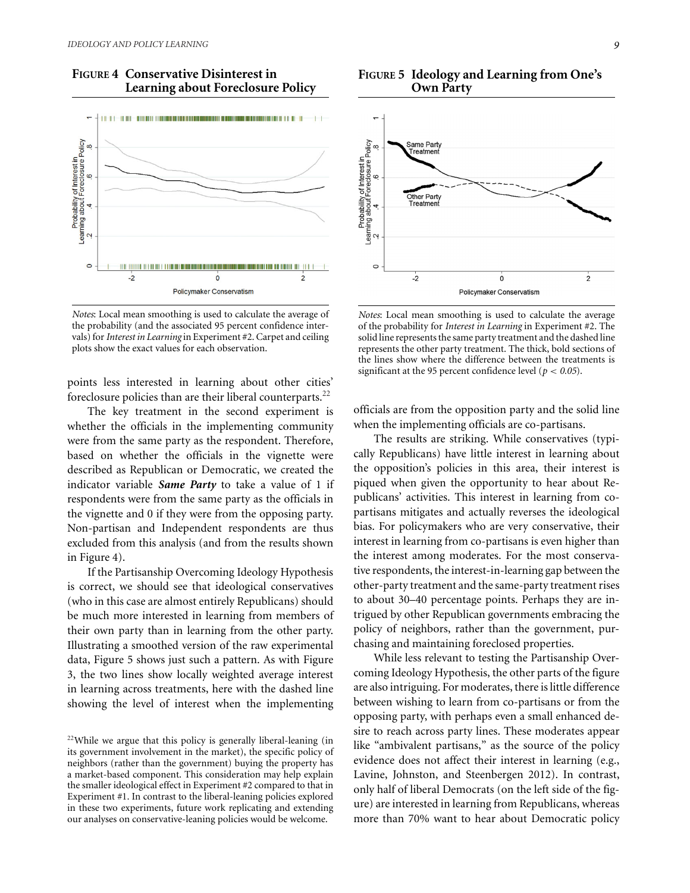**FIGURE 4 Conservative Disinterest in Learning about Foreclosure Policy**

*Notes*: Local mean smoothing is used to calculate the average of the probability (and the associated 95 percent confidence intervals) for *Interest in Learning* in Experiment #2. Carpet and ceiling plots show the exact values for each observation.

**FIGURE 5 Ideology and Learning from One's Own Party**

*Notes*: Local mean smoothing is used to calculate the average of the probability for *Interest in Learning* in Experiment #2. The solid line represents the same party treatment and the dashed line represents the other party treatment. The thick, bold sections of the lines show where the difference between the treatments is significant at the 95 percent confidence level ($p < 0.05$).

points less interested in learning about other cities' foreclosure policies than are their liberal counterparts.[22]

The key treatment in the second experiment is whether the officials in the implementing community were from the same party as the respondent. Therefore, based on whether the officials in the vignette were described as Republican or Democratic, we created the indicator variable ***Same Party*** to take a value of 1 if respondents were from the same party as the officials in the vignette and 0 if they were from the opposing party. Non-partisan and Independent respondents are thus excluded from this analysis (and from the results shown in Figure 4).

If the Partisanship Overcoming Ideology Hypothesis is correct, we should see that ideological conservatives (who in this case are almost entirely Republicans) should be much more interested in learning from members of their own party than in learning from the other party. Illustrating a smoothed version of the raw experimental data, Figure 5 shows just such a pattern. As with Figure 3, the two lines show locally weighted average interest in learning across treatments, here with the dashed line showing the level of interest when the implementing officials are from the opposition party and the solid line when the implementing officials are co-partisans.

The results are striking. While conservatives (typically Republicans) have little interest in learning about the opposition's policies in this area, their interest is piqued when given the opportunity to hear about Republicans' activities. This interest in learning from co-partisans mitigates and actually reverses the ideological bias. For policymakers who are very conservative, their interest in learning from co-partisans is even higher than the interest among moderates. For the most conservative respondents, the interest-in-learning gap between the other-party treatment and the same-party treatment rises to about 30–40 percentage points. Perhaps they are intrigued by other Republican governments embracing the policy of neighbors, rather than the government, purchasing and maintaining foreclosed properties.

While less relevant to testing the Partisanship Overcoming Ideology Hypothesis, the other parts of the figure are also intriguing. For moderates, there is little difference between wishing to learn from co-partisans or from the opposing party, with perhaps even a small enhanced desire to reach across party lines. These moderates appear like "ambivalent partisans," as the source of the policy evidence does not affect their interest in learning (e.g., Lavine, Johnston, and Steenbergen 2012). In contrast, only half of liberal Democrats (on the left side of the figure) are interested in learning from Republicans, whereas more than 70% want to hear about Democratic policy

[22]While we argue that this policy is generally liberal-leaning (in its government involvement in the market), the specific policy of neighbors (rather than the government) buying the property has a market-based component. This consideration may help explain the smaller ideological effect in Experiment #2 compared to that in Experiment #1. In contrast to the liberal-leaning policies explored in these two experiments, future work replicating and extending our analyses on conservative-leaning policies would be welcome.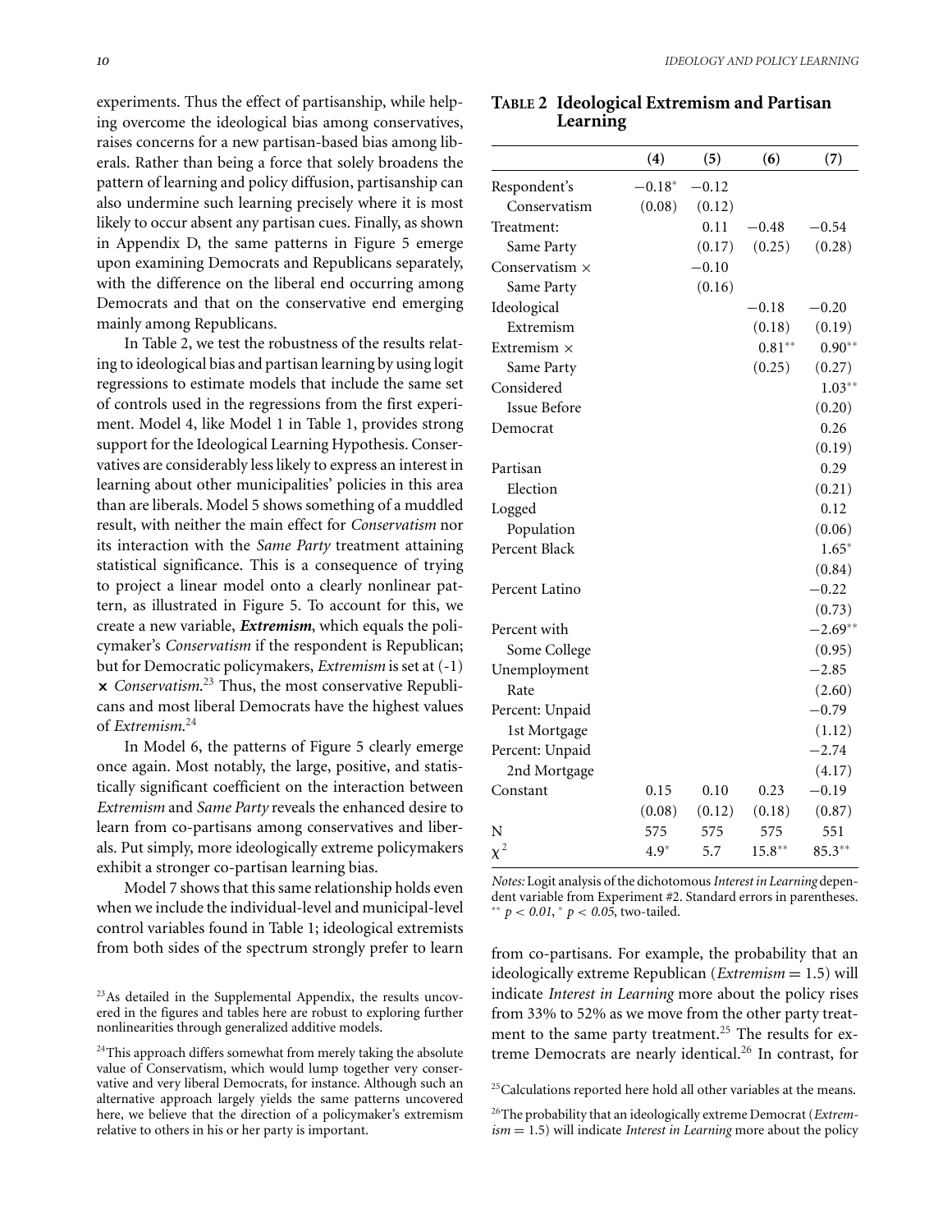experiments. Thus the effect of partisanship, while helping overcome the ideological bias among conservatives, raises concerns for a new partisan-based bias among liberals. Rather than being a force that solely broadens the pattern of learning and policy diffusion, partisanship can also undermine such learning precisely where it is most likely to occur absent any partisan cues. Finally, as shown in Appendix D, the same patterns in Figure 5 emerge upon examining Democrats and Republicans separately, with the difference on the liberal end occurring among Democrats and that on the conservative end emerging mainly among Republicans.

In Table 2, we test the robustness of the results relating to ideological bias and partisan learning by using logit regressions to estimate models that include the same set of controls used in the regressions from the first experiment. Model 4, like Model 1 in Table 1, provides strong support for the Ideological Learning Hypothesis. Conservatives are considerably less likely to express an interest in learning about other municipalities' policies in this area than are liberals. Model 5 shows something of a muddled result, with neither the main effect for *Conservatism* nor its interaction with the *Same Party* treatment attaining statistical significance. This is a consequence of trying to project a linear model onto a clearly nonlinear pattern, as illustrated in Figure 5. To account for this, we create a new variable, ***Extremism***, which equals the policymaker's *Conservatism* if the respondent is Republican; but for Democratic policymakers, *Extremism* is set at (-1) × *Conservatism*.[23] Thus, the most conservative Republicans and most liberal Democrats have the highest values of *Extremism*.[24]

In Model 6, the patterns of Figure 5 clearly emerge once again. Most notably, the large, positive, and statistically significant coefficient on the interaction between *Extremism* and *Same Party* reveals the enhanced desire to learn from co-partisans among conservatives and liberals. Put simply, more ideologically extreme policymakers exhibit a stronger co-partisan learning bias.

Model 7 shows that this same relationship holds even when we include the individual-level and municipal-level control variables found in Table 1; ideological extremists from both sides of the spectrum strongly prefer to learn from co-partisans. For example, the probability that an ideologically extreme Republican (*Extremism* = 1.5) will indicate *Interest in Learning* more about the policy rises from 33% to 52% as we move from the other party treatment to the same party treatment.[25] The results for extreme Democrats are nearly identical.[26] In contrast, for

**TABLE 2 Ideological Extremism and Partisan Learning**

| | (4) | (5) | (6) | (7) |
|---|---|---|---|---|
| Respondent's Conservatism | −0.18* (0.08) | −0.12 (0.12) | | |
| Treatment: Same Party | | 0.11 (0.17) | −0.48 (0.25) | −0.54 (0.28) |
| Conservatism × Same Party | | −0.10 (0.16) | | |
| Ideological Extremism | | | −0.18 (0.18) | −0.20 (0.19) |
| Extremism × Same Party | | | 0.81** (0.25) | 0.90** (0.27) |
| Considered Issue Before | | | | 1.03** (0.20) |
| Democrat | | | | 0.26 (0.19) |
| Partisan Election | | | | 0.29 (0.21) |
| Logged Population | | | | 0.12 (0.06) |
| Percent Black | | | | 1.65* (0.84) |
| Percent Latino | | | | −0.22 (0.73) |
| Percent with Some College | | | | −2.69** (0.95) |
| Unemployment Rate | | | | −2.85 (2.60) |
| Percent: Unpaid 1st Mortgage | | | | −0.79 (1.12) |
| Percent: Unpaid 2nd Mortgage | | | | −2.74 (4.17) |
| Constant | 0.15 (0.08) | 0.10 (0.12) | 0.23 (0.18) | −0.19 (0.87) |
| N | 575 | 575 | 575 | 551 |
| $\chi^2$ | 4.9* | 5.7 | 15.8** | 85.3** |

*Notes:* Logit analysis of the dichotomous *Interest in Learning* dependent variable from Experiment #2. Standard errors in parentheses. ** $p < 0.01$, * $p < 0.05$, two-tailed.

[23]As detailed in the Supplemental Appendix, the results uncovered in the figures and tables here are robust to exploring further nonlinearities through generalized additive models.

[24]This approach differs somewhat from merely taking the absolute value of Conservatism, which would lump together very conservative and very liberal Democrats, for instance. Although such an alternative approach largely yields the same patterns uncovered here, we believe that the direction of a policymaker's extremism relative to others in his or her party is important.

[25]Calculations reported here hold all other variables at the means.

[26]The probability that an ideologically extreme Democrat (*Extremism* = 1.5) will indicate *Interest in Learning* more about the policy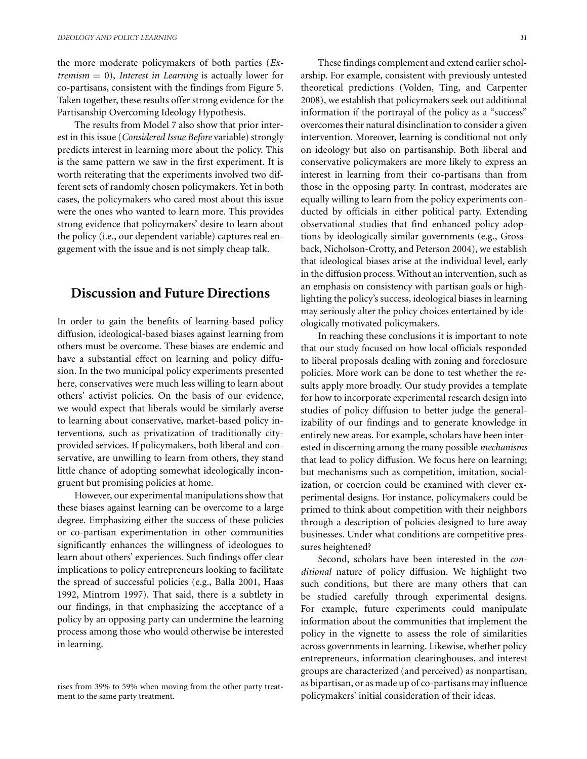the more moderate policymakers of both parties (*Extremism* = 0), *Interest in Learning* is actually lower for co-partisans, consistent with the findings from Figure 5. Taken together, these results offer strong evidence for the Partisanship Overcoming Ideology Hypothesis.

The results from Model 7 also show that prior interest in this issue (*Considered Issue Before* variable) strongly predicts interest in learning more about the policy. This is the same pattern we saw in the first experiment. It is worth reiterating that the experiments involved two different sets of randomly chosen policymakers. Yet in both cases, the policymakers who cared most about this issue were the ones who wanted to learn more. This provides strong evidence that policymakers' desire to learn about the policy (i.e., our dependent variable) captures real engagement with the issue and is not simply cheap talk.

## Discussion and Future Directions

In order to gain the benefits of learning-based policy diffusion, ideological-based biases against learning from others must be overcome. These biases are endemic and have a substantial effect on learning and policy diffusion. In the two municipal policy experiments presented here, conservatives were much less willing to learn about others' activist policies. On the basis of our evidence, we would expect that liberals would be similarly averse to learning about conservative, market-based policy interventions, such as privatization of traditionally city-provided services. If policymakers, both liberal and conservative, are unwilling to learn from others, they stand little chance of adopting somewhat ideologically incongruent but promising policies at home.

However, our experimental manipulations show that these biases against learning can be overcome to a large degree. Emphasizing either the success of these policies or co-partisan experimentation in other communities significantly enhances the willingness of ideologues to learn about others' experiences. Such findings offer clear implications to policy entrepreneurs looking to facilitate the spread of successful policies (e.g., Balla 2001, Haas 1992, Mintrom 1997). That said, there is a subtlety in our findings, in that emphasizing the acceptance of a policy by an opposing party can undermine the learning process among those who would otherwise be interested in learning.

These findings complement and extend earlier scholarship. For example, consistent with previously untested theoretical predictions (Volden, Ting, and Carpenter 2008), we establish that policymakers seek out additional information if the portrayal of the policy as a "success" overcomes their natural disinclination to consider a given intervention. Moreover, learning is conditional not only on ideology but also on partisanship. Both liberal and conservative policymakers are more likely to express an interest in learning from their co-partisans than from those in the opposing party. In contrast, moderates are equally willing to learn from the policy experiments conducted by officials in either political party. Extending observational studies that find enhanced policy adoptions by ideologically similar governments (e.g., Grossback, Nicholson-Crotty, and Peterson 2004), we establish that ideological biases arise at the individual level, early in the diffusion process. Without an intervention, such as an emphasis on consistency with partisan goals or highlighting the policy's success, ideological biases in learning may seriously alter the policy choices entertained by ideologically motivated policymakers.

In reaching these conclusions it is important to note that our study focused on how local officials responded to liberal proposals dealing with zoning and foreclosure policies. More work can be done to test whether the results apply more broadly. Our study provides a template for how to incorporate experimental research design into studies of policy diffusion to better judge the generalizability of our findings and to generate knowledge in entirely new areas. For example, scholars have been interested in discerning among the many possible *mechanisms* that lead to policy diffusion. We focus here on learning; but mechanisms such as competition, imitation, socialization, or coercion could be examined with clever experimental designs. For instance, policymakers could be primed to think about competition with their neighbors through a description of policies designed to lure away businesses. Under what conditions are competitive pressures heightened?

Second, scholars have been interested in the *conditional* nature of policy diffusion. We highlight two such conditions, but there are many others that can be studied carefully through experimental designs. For example, future experiments could manipulate information about the communities that implement the policy in the vignette to assess the role of similarities across governments in learning. Likewise, whether policy entrepreneurs, information clearinghouses, and interest groups are characterized (and perceived) as nonpartisan, as bipartisan, or as made up of co-partisans may influence policymakers' initial consideration of their ideas.

rises from 39% to 59% when moving from the other party treatment to the same party treatment.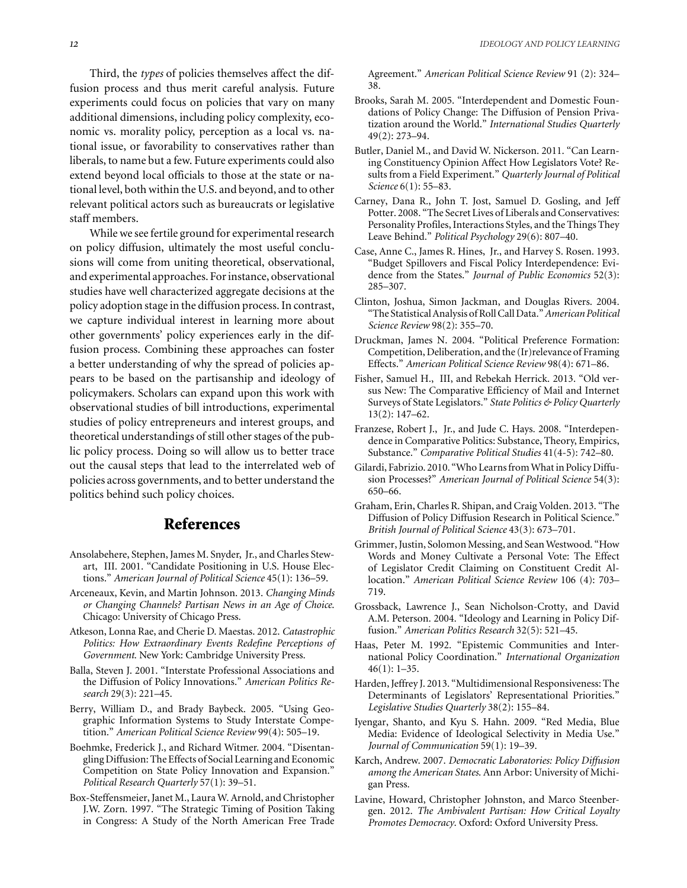Third, the *types* of policies themselves affect the diffusion process and thus merit careful analysis. Future experiments could focus on policies that vary on many additional dimensions, including policy complexity, economic vs. morality policy, perception as a local vs. national issue, or favorability to conservatives rather than liberals, to name but a few. Future experiments could also extend beyond local officials to those at the state or national level, both within the U.S. and beyond, and to other relevant political actors such as bureaucrats or legislative staff members.

While we see fertile ground for experimental research on policy diffusion, ultimately the most useful conclusions will come from uniting theoretical, observational, and experimental approaches. For instance, observational studies have well characterized aggregate decisions at the policy adoption stage in the diffusion process. In contrast, we capture individual interest in learning more about other governments' policy experiences early in the diffusion process. Combining these approaches can foster a better understanding of why the spread of policies appears to be based on the partisanship and ideology of policymakers. Scholars can expand upon this work with observational studies of bill introductions, experimental studies of policy entrepreneurs and interest groups, and theoretical understandings of still other stages of the public policy process. Doing so will allow us to better trace out the causal steps that lead to the interrelated web of policies across governments, and to better understand the politics behind such policy choices.

## References

Ansolabehere, Stephen, James M. Snyder, Jr., and Charles Stewart, III. 2001. "Candidate Positioning in U.S. House Elections." *American Journal of Political Science* 45(1): 136–59.

Arceneaux, Kevin, and Martin Johnson. 2013. *Changing Minds or Changing Channels? Partisan News in an Age of Choice*. Chicago: University of Chicago Press.

Atkeson, Lonna Rae, and Cherie D. Maestas. 2012. *Catastrophic Politics: How Extraordinary Events Redefine Perceptions of Government*. New York: Cambridge University Press.

Balla, Steven J. 2001. "Interstate Professional Associations and the Diffusion of Policy Innovations." *American Politics Research* 29(3): 221–45.

Berry, William D., and Brady Baybeck. 2005. "Using Geographic Information Systems to Study Interstate Competition." *American Political Science Review* 99(4): 505–19.

Boehmke, Frederick J., and Richard Witmer. 2004. "Disentangling Diffusion: The Effects of Social Learning and Economic Competition on State Policy Innovation and Expansion." *Political Research Quarterly* 57(1): 39–51.

Box-Steffensmeier, Janet M., Laura W. Arnold, and Christopher J.W. Zorn. 1997. "The Strategic Timing of Position Taking in Congress: A Study of the North American Free Trade Agreement." *American Political Science Review* 91 (2): 324–38.

Brooks, Sarah M. 2005. "Interdependent and Domestic Foundations of Policy Change: The Diffusion of Pension Privatization around the World." *International Studies Quarterly* 49(2): 273–94.

Butler, Daniel M., and David W. Nickerson. 2011. "Can Learning Constituency Opinion Affect How Legislators Vote? Results from a Field Experiment." *Quarterly Journal of Political Science* 6(1): 55–83.

Carney, Dana R., John T. Jost, Samuel D. Gosling, and Jeff Potter. 2008. "The Secret Lives of Liberals and Conservatives: Personality Profiles, Interactions Styles, and the Things They Leave Behind." *Political Psychology* 29(6): 807–40.

Case, Anne C., James R. Hines, Jr., and Harvey S. Rosen. 1993. "Budget Spillovers and Fiscal Policy Interdependence: Evidence from the States." *Journal of Public Economics* 52(3): 285–307.

Clinton, Joshua, Simon Jackman, and Douglas Rivers. 2004. "The Statistical Analysis of Roll Call Data." *American Political Science Review* 98(2): 355–70.

Druckman, James N. 2004. "Political Preference Formation: Competition, Deliberation, and the (Ir)relevance of Framing Effects." *American Political Science Review* 98(4): 671–86.

Fisher, Samuel H., III, and Rebekah Herrick. 2013. "Old versus New: The Comparative Efficiency of Mail and Internet Surveys of State Legislators." *State Politics & Policy Quarterly* 13(2): 147–62.

Franzese, Robert J., Jr., and Jude C. Hays. 2008. "Interdependence in Comparative Politics: Substance, Theory, Empirics, Substance." *Comparative Political Studies* 41(4-5): 742–80.

Gilardi, Fabrizio. 2010. "Who Learns from What in Policy Diffusion Processes?" *American Journal of Political Science* 54(3): 650–66.

Graham, Erin, Charles R. Shipan, and Craig Volden. 2013. "The Diffusion of Policy Diffusion Research in Political Science." *British Journal of Political Science* 43(3): 673–701.

Grimmer, Justin, Solomon Messing, and Sean Westwood. "How Words and Money Cultivate a Personal Vote: The Effect of Legislator Credit Claiming on Constituent Credit Allocation." *American Political Science Review* 106 (4): 703–719.

Grossback, Lawrence J., Sean Nicholson-Crotty, and David A.M. Peterson. 2004. "Ideology and Learning in Policy Diffusion." *American Politics Research* 32(5): 521–45.

Haas, Peter M. 1992. "Epistemic Communities and International Policy Coordination." *International Organization* 46(1): 1–35.

Harden, Jeffrey J. 2013. "Multidimensional Responsiveness: The Determinants of Legislators' Representational Priorities." *Legislative Studies Quarterly* 38(2): 155–84.

Iyengar, Shanto, and Kyu S. Hahn. 2009. "Red Media, Blue Media: Evidence of Ideological Selectivity in Media Use." *Journal of Communication* 59(1): 19–39.

Karch, Andrew. 2007. *Democratic Laboratories: Policy Diffusion among the American States*. Ann Arbor: University of Michigan Press.

Lavine, Howard, Christopher Johnston, and Marco Steenbergen. 2012. *The Ambivalent Partisan: How Critical Loyalty Promotes Democracy*. Oxford: Oxford University Press.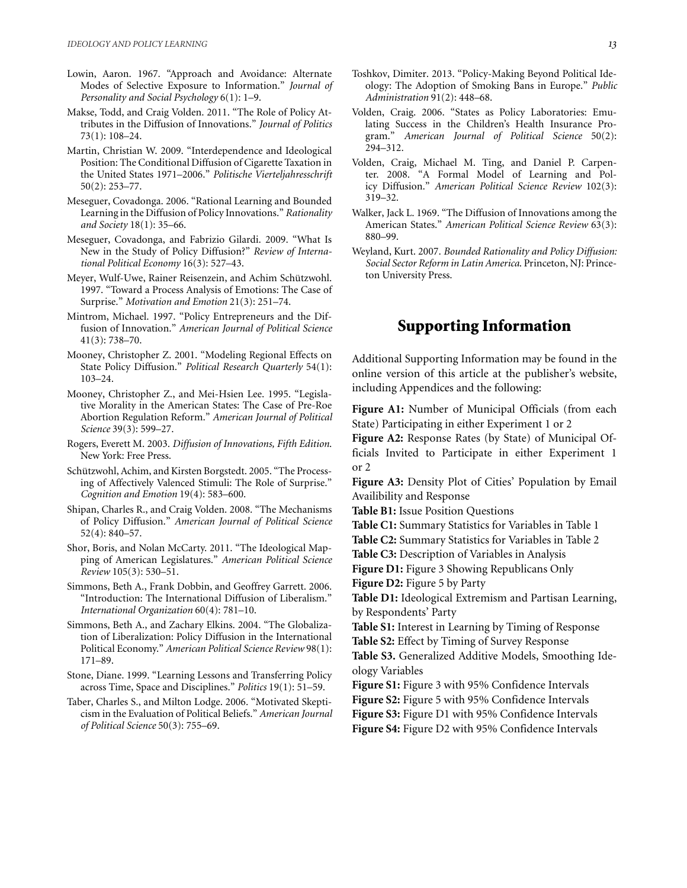Lowin, Aaron. 1967. "Approach and Avoidance: Alternate Modes of Selective Exposure to Information." *Journal of Personality and Social Psychology* 6(1): 1–9.

Makse, Todd, and Craig Volden. 2011. "The Role of Policy Attributes in the Diffusion of Innovations." *Journal of Politics* 73(1): 108–24.

Martin, Christian W. 2009. "Interdependence and Ideological Position: The Conditional Diffusion of Cigarette Taxation in the United States 1971–2006." *Politische Vierteljahresschrift* 50(2): 253–77.

Meseguer, Covadonga. 2006. "Rational Learning and Bounded Learning in the Diffusion of Policy Innovations." *Rationality and Society* 18(1): 35–66.

Meseguer, Covadonga, and Fabrizio Gilardi. 2009. "What Is New in the Study of Policy Diffusion?" *Review of International Political Economy* 16(3): 527–43.

Meyer, Wulf-Uwe, Rainer Reisenzein, and Achim Schützwohl. 1997. "Toward a Process Analysis of Emotions: The Case of Surprise." *Motivation and Emotion* 21(3): 251–74.

Mintrom, Michael. 1997. "Policy Entrepreneurs and the Diffusion of Innovation." *American Journal of Political Science* 41(3): 738–70.

Mooney, Christopher Z. 2001. "Modeling Regional Effects on State Policy Diffusion." *Political Research Quarterly* 54(1): 103–24.

Mooney, Christopher Z., and Mei-Hsien Lee. 1995. "Legislative Morality in the American States: The Case of Pre-Roe Abortion Regulation Reform." *American Journal of Political Science* 39(3): 599–27.

Rogers, Everett M. 2003. *Diffusion of Innovations, Fifth Edition.* New York: Free Press.

Schützwohl, Achim, and Kirsten Borgstedt. 2005. "The Processing of Affectively Valenced Stimuli: The Role of Surprise." *Cognition and Emotion* 19(4): 583–600.

Shipan, Charles R., and Craig Volden. 2008. "The Mechanisms of Policy Diffusion." *American Journal of Political Science* 52(4): 840–57.

Shor, Boris, and Nolan McCarty. 2011. "The Ideological Mapping of American Legislatures." *American Political Science Review* 105(3): 530–51.

Simmons, Beth A., Frank Dobbin, and Geoffrey Garrett. 2006. "Introduction: The International Diffusion of Liberalism." *International Organization* 60(4): 781–10.

Simmons, Beth A., and Zachary Elkins. 2004. "The Globalization of Liberalization: Policy Diffusion in the International Political Economy." *American Political Science Review* 98(1): 171–89.

Stone, Diane. 1999. "Learning Lessons and Transferring Policy across Time, Space and Disciplines." *Politics* 19(1): 51–59.

Taber, Charles S., and Milton Lodge. 2006. "Motivated Skepticism in the Evaluation of Political Beliefs." *American Journal of Political Science* 50(3): 755–69.

Toshkov, Dimiter. 2013. "Policy-Making Beyond Political Ideology: The Adoption of Smoking Bans in Europe." *Public Administration* 91(2): 448–68.

Volden, Craig. 2006. "States as Policy Laboratories: Emulating Success in the Children's Health Insurance Program." *American Journal of Political Science* 50(2): 294–312.

Volden, Craig, Michael M. Ting, and Daniel P. Carpenter. 2008. "A Formal Model of Learning and Policy Diffusion." *American Political Science Review* 102(3): 319–32.

Walker, Jack L. 1969. "The Diffusion of Innovations among the American States." *American Political Science Review* 63(3): 880–99.

Weyland, Kurt. 2007. *Bounded Rationality and Policy Diffusion: Social Sector Reform in Latin America.* Princeton, NJ: Princeton University Press.

## Supporting Information

Additional Supporting Information may be found in the online version of this article at the publisher's website, including Appendices and the following:

**Figure A1:** Number of Municipal Officials (from each State) Participating in either Experiment 1 or 2

**Figure A2:** Response Rates (by State) of Municipal Officials Invited to Participate in either Experiment 1 or 2

**Figure A3:** Density Plot of Cities' Population by Email Availibility and Response

**Table B1:** Issue Position Questions

**Table C1:** Summary Statistics for Variables in Table 1

**Table C2:** Summary Statistics for Variables in Table 2

**Table C3:** Description of Variables in Analysis

**Figure D1:** Figure 3 Showing Republicans Only

**Figure D2:** Figure 5 by Party

**Table D1:** Ideological Extremism and Partisan Learning, by Respondents' Party

**Table S1:** Interest in Learning by Timing of Response

**Table S2:** Effect by Timing of Survey Response

**Table S3.** Generalized Additive Models, Smoothing Ideology Variables

**Figure S1:** Figure 3 with 95% Confidence Intervals

**Figure S2:** Figure 5 with 95% Confidence Intervals

**Figure S3:** Figure D1 with 95% Confidence Intervals

**Figure S4:** Figure D2 with 95% Confidence Intervals